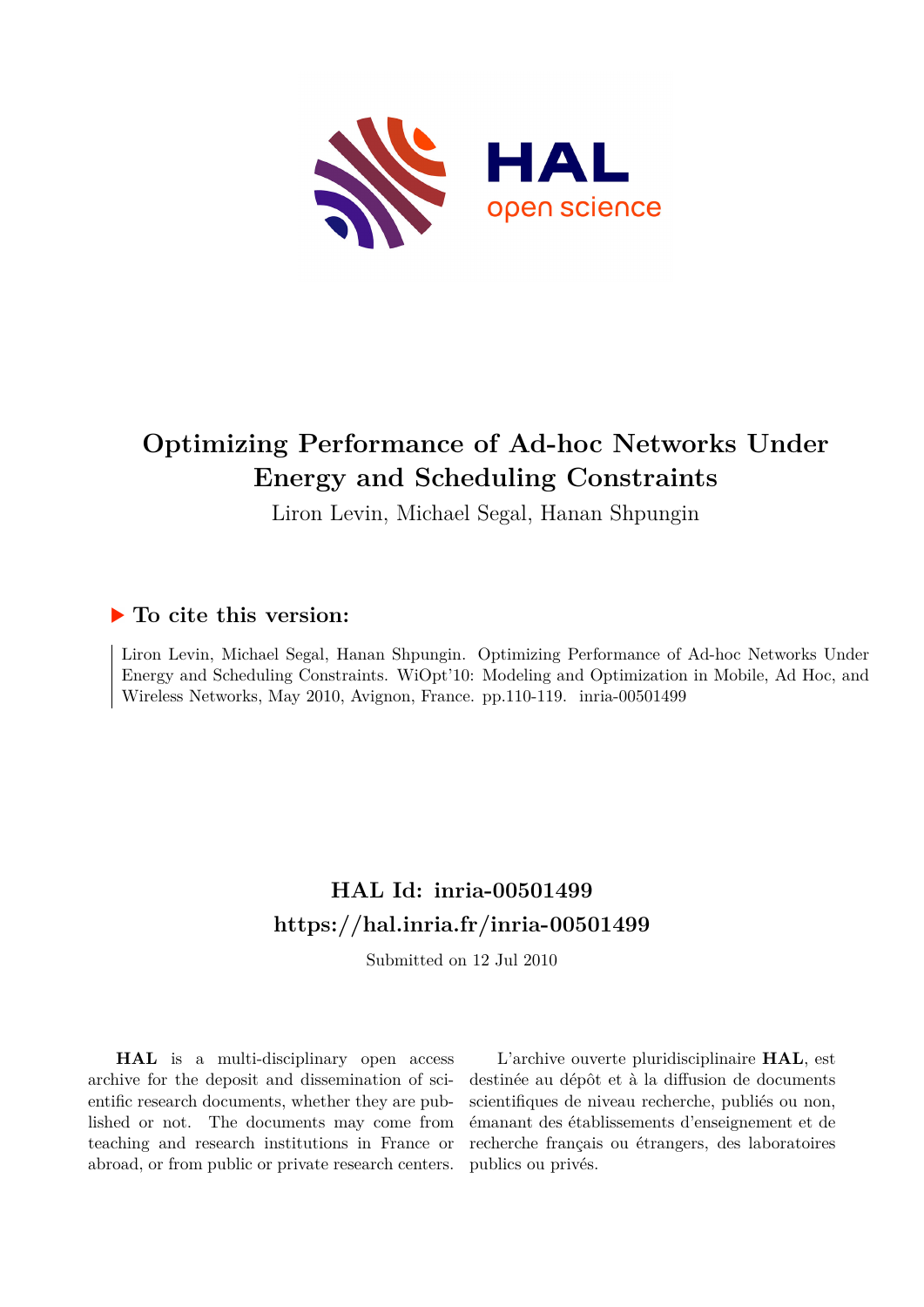# Optimizing Performance of Ad-hoc Networks Under Energy and Scheduling Constraints

Liron Levin, Michael Segal, Hanan Shpungin

## ▶ To cite this version:

Liron Levin, Michael Segal, Hanan Shpungin. Optimizing Performance of Ad-hoc Networks Under Energy and Scheduling Constraints. WiOpt'10: Modeling and Optimization in Mobile, Ad Hoc, and Wireless Networks, May 2010, Avignon, France. pp.110-119. inria-00501499

## HAL Id: inria-00501499

## https://hal.inria.fr/inria-00501499

Submitted on 12 Jul 2010

**HAL** is a multi-disciplinary open access archive for the deposit and dissemination of scientific research documents, whether they are published or not. The documents may come from teaching and research institutions in France or abroad, or from public or private research centers.

L'archive ouverte pluridisciplinaire **HAL**, est destinée au dépôt et à la diffusion de documents scientifiques de niveau recherche, publiés ou non, émanant des établissements d'enseignement et de recherche français ou étrangers, des laboratoires publics ou privés.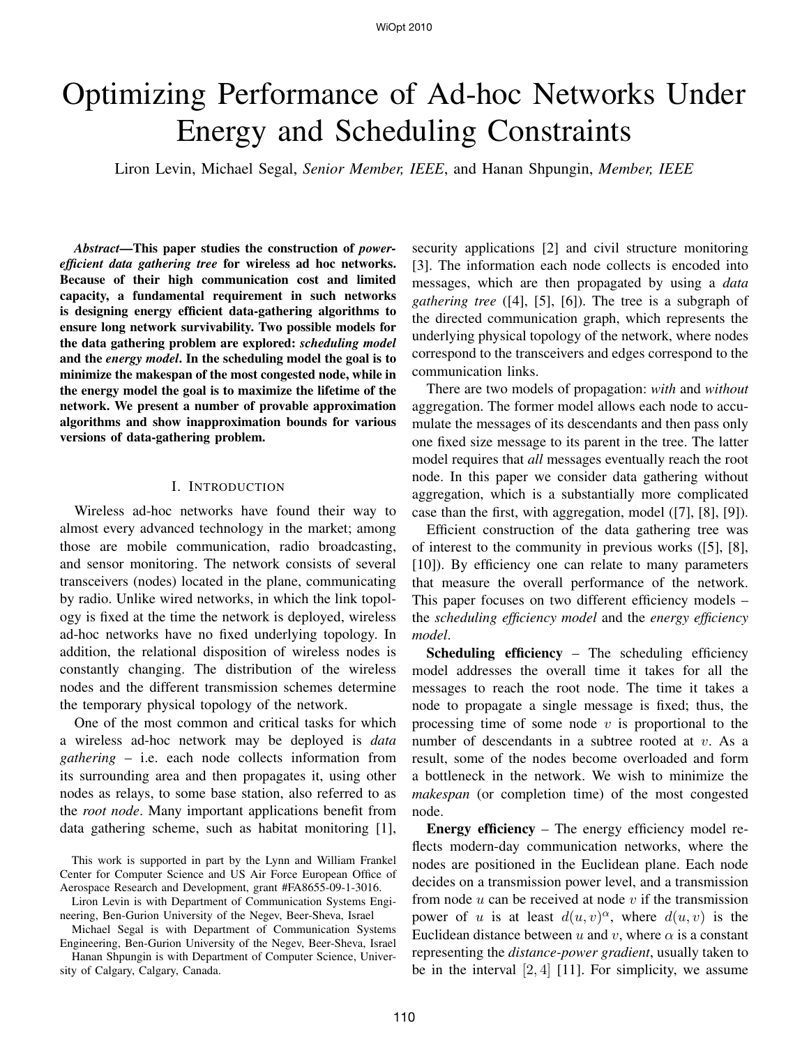# Optimizing Performance of Ad-hoc Networks Under Energy and Scheduling Constraints

Liron Levin, Michael Segal, *Senior Member, IEEE*, and Hanan Shpungin, *Member, IEEE*

***Abstract*—This paper studies the construction of *power-efficient data gathering tree* for wireless ad hoc networks. Because of their high communication cost and limited capacity, a fundamental requirement in such networks is designing energy efficient data-gathering algorithms to ensure long network survivability. Two possible models for the data gathering problem are explored: *scheduling model* and the *energy model*. In the scheduling model the goal is to minimize the makespan of the most congested node, while in the energy model the goal is to maximize the lifetime of the network. We present a number of provable approximation algorithms and show inapproximation bounds for various versions of data-gathering problem.**

## I. Introduction

Wireless ad-hoc networks have found their way to almost every advanced technology in the market; among those are mobile communication, radio broadcasting, and sensor monitoring. The network consists of several transceivers (nodes) located in the plane, communicating by radio. Unlike wired networks, in which the link topology is fixed at the time the network is deployed, wireless ad-hoc networks have no fixed underlying topology. In addition, the relational disposition of wireless nodes is constantly changing. The distribution of the wireless nodes and the different transmission schemes determine the temporary physical topology of the network.

One of the most common and critical tasks for which a wireless ad-hoc network may be deployed is *data gathering* – i.e. each node collects information from its surrounding area and then propagates it, using other nodes as relays, to some base station, also referred to as the *root node*. Many important applications benefit from data gathering scheme, such as habitat monitoring [1], security applications [2] and civil structure monitoring [3]. The information each node collects is encoded into messages, which are then propagated by using a *data gathering tree* ([4], [5], [6]). The tree is a subgraph of the directed communication graph, which represents the underlying physical topology of the network, where nodes correspond to the transceivers and edges correspond to the communication links.

There are two models of propagation: *with* and *without* aggregation. The former model allows each node to accumulate the messages of its descendants and then pass only one fixed size message to its parent in the tree. The latter model requires that *all* messages eventually reach the root node. In this paper we consider data gathering without aggregation, which is a substantially more complicated case than the first, with aggregation, model ([7], [8], [9]).

Efficient construction of the data gathering tree was of interest to the community in previous works ([5], [8], [10]). By efficiency one can relate to many parameters that measure the overall performance of the network. This paper focuses on two different efficiency models – the *scheduling efficiency model* and the *energy efficiency model*.

**Scheduling efficiency** – The scheduling efficiency model addresses the overall time it takes for all the messages to reach the root node. The time it takes a node to propagate a single message is fixed; thus, the processing time of some node $v$ is proportional to the number of descendants in a subtree rooted at $v$. As a result, some of the nodes become overloaded and form a bottleneck in the network. We wish to minimize the *makespan* (or completion time) of the most congested node.

**Energy efficiency** – The energy efficiency model reflects modern-day communication networks, where the nodes are positioned in the Euclidean plane. Each node decides on a transmission power level, and a transmission from node $u$ can be received at node $v$ if the transmission power of $u$ is at least $d(u, v)^{\alpha}$, where $d(u, v)$ is the Euclidean distance between $u$ and $v$, where $\alpha$ is a constant representing the *distance-power gradient*, usually taken to be in the interval $[2, 4]$ [11]. For simplicity, we assume

This work is supported in part by the Lynn and William Frankel Center for Computer Science and US Air Force European Office of Aerospace Research and Development, grant #FA8655-09-1-3016.

Liron Levin is with Department of Communication Systems Engineering, Ben-Gurion University of the Negev, Beer-Sheva, Israel

Michael Segal is with Department of Communication Systems Engineering, Ben-Gurion University of the Negev, Beer-Sheva, Israel

Hanan Shpungin is with Department of Computer Science, University of Calgary, Calgary, Canada.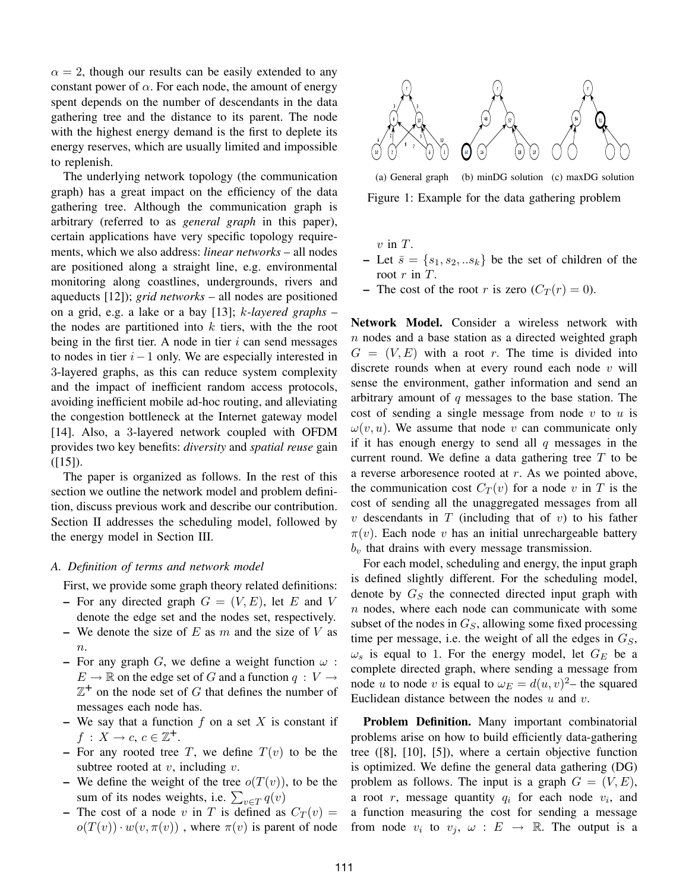$\alpha = 2$, though our results can be easily extended to any constant power of $\alpha$. For each node, the amount of energy spent depends on the number of descendants in the data gathering tree and the distance to its parent. The node with the highest energy demand is the first to deplete its energy reserves, which are usually limited and impossible to replenish.

The underlying network topology (the communication graph) has a great impact on the efficiency of the data gathering tree. Although the communication graph is arbitrary (referred to as *general graph* in this paper), certain applications have very specific topology requirements, which we also address: *linear networks* – all nodes are positioned along a straight line, e.g. environmental monitoring along coastlines, undergrounds, rivers and aqueducts [12]); *grid networks* – all nodes are positioned on a grid, e.g. a lake or a bay [13]; *k-layered graphs* – the nodes are partitioned into $k$ tiers, with the the root being in the first tier. A node in tier $i$ can send messages to nodes in tier $i-1$ only. We are especially interested in 3-layered graphs, as this can reduce system complexity and the impact of inefficient random access protocols, avoiding inefficient mobile ad-hoc routing, and alleviating the congestion bottleneck at the Internet gateway model [14]. Also, a 3-layered network coupled with OFDM provides two key benefits: *diversity* and *spatial reuse* gain ([15]).

The paper is organized as follows. In the rest of this section we outline the network model and problem definition, discuss previous work and describe our contribution. Section II addresses the scheduling model, followed by the energy model in Section III.

### A. Definition of terms and network model

First, we provide some graph theory related definitions:

- For any directed graph $G = (V, E)$, let $E$ and $V$ denote the edge set and the nodes set, respectively.
- We denote the size of $E$ as $m$ and the size of $V$ as $n$.
- For any graph $G$, we define a weight function $\omega : E \rightarrow \mathbb{R}$ on the edge set of $G$ and a function $q : V \rightarrow \mathbb{Z}^{+}$ on the node set of $G$ that defines the number of messages each node has.
- We say that a function $f$ on a set $X$ is constant if $f : X \rightarrow c$, $c \in \mathbb{Z}^{+}$.
- For any rooted tree $T$, we define $T(v)$ to be the subtree rooted at $v$, including $v$.
- We define the weight of the tree $o(T(v))$, to be the sum of its nodes weights, i.e. $\sum_{v \in T} q(v)$
- The cost of a node $v$ in $T$ is defined as $C_T(v) = o(T(v)) \cdot w(v, \pi(v))$ , where $\pi(v)$ is parent of node $v$ in $T$.
- Let $\bar{s} = \{s_1, s_2, ..s_k\}$ be the set of children of the root $r$ in $T$.
- The cost of the root $r$ is zero ($C_T(r) = 0$).

(a) General graph (b) minDG solution (c) maxDG solution

Figure 1: Example for the data gathering problem

**Network Model.** Consider a wireless network with $n$ nodes and a base station as a directed weighted graph $G = (V, E)$ with a root $r$. The time is divided into discrete rounds when at every round each node $v$ will sense the environment, gather information and send an arbitrary amount of $q$ messages to the base station. The cost of sending a single message from node $v$ to $u$ is $\omega(v, u)$. We assume that node $v$ can communicate only if it has enough energy to send all $q$ messages in the current round. We define a data gathering tree $T$ to be a reverse arboresence rooted at $r$. As we pointed above, the communication cost $C_T(v)$ for a node $v$ in $T$ is the cost of sending all the unaggregated messages from all $v$ descendants in $T$ (including that of $v$) to his father $\pi(v)$. Each node $v$ has an initial unrechargeable battery $b_v$ that drains with every message transmission.

For each model, scheduling and energy, the input graph is defined slightly different. For the scheduling model, denote by $G_S$ the connected directed input graph with $n$ nodes, where each node can communicate with some subset of the nodes in $G_S$, allowing some fixed processing time per message, i.e. the weight of all the edges in $G_S$, $\omega_s$ is equal to 1. For the energy model, let $G_E$ be a complete directed graph, where sending a message from node $u$ to node $v$ is equal to $\omega_E = d(u, v)^2$– the squared Euclidean distance between the nodes $u$ and $v$.

**Problem Definition.** Many important combinatorial problems arise on how to build efficiently data-gathering tree ([8], [10], [5]), where a certain objective function is optimized. We define the general data gathering (DG) problem as follows. The input is a graph $G = (V, E)$, a root $r$, message quantity $q_i$ for each node $v_i$, and a function measuring the cost for sending a message from node $v_i$ to $v_j$, $\omega : E \rightarrow \mathbb{R}$. The output is a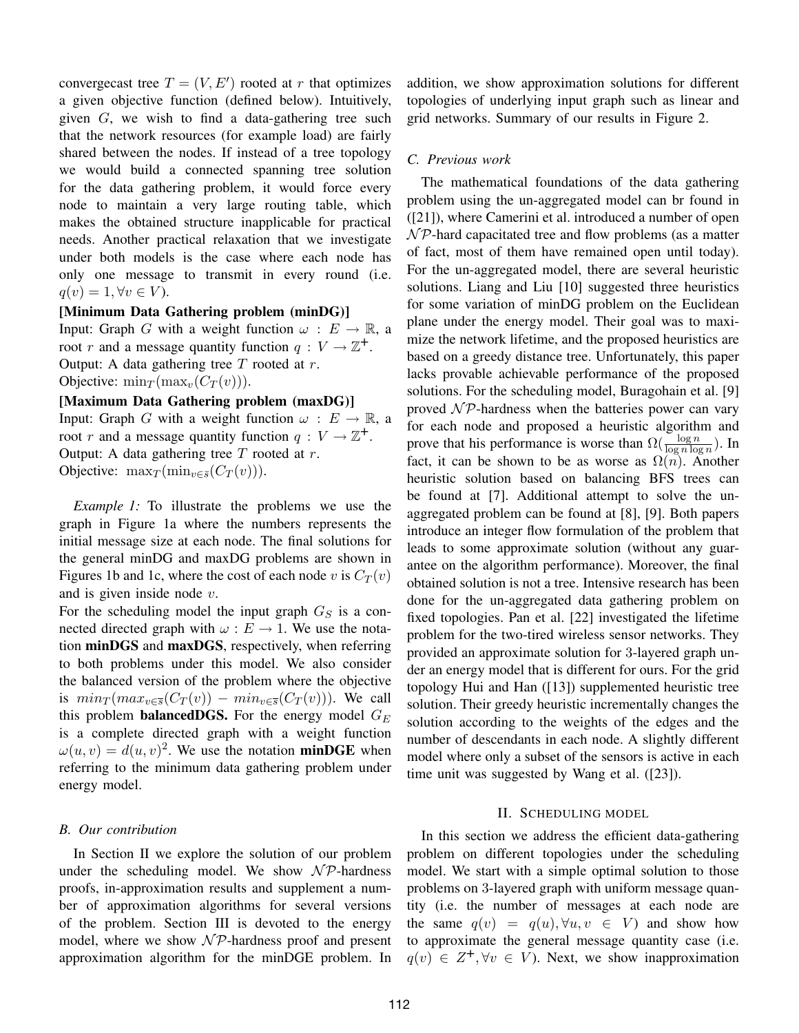convergecast tree $T = (V, E')$ rooted at $r$ that optimizes a given objective function (defined below). Intuitively, given $G$, we wish to find a data-gathering tree such that the network resources (for example load) are fairly shared between the nodes. If instead of a tree topology we would build a connected spanning tree solution for the data gathering problem, it would force every node to maintain a very large routing table, which makes the obtained structure inapplicable for practical needs. Another practical relaxation that we investigate under both models is the case where each node has only one message to transmit in every round (i.e. $q(v) = 1, \forall v \in V$).

**[Minimum Data Gathering problem (minDG)]**
Input: Graph $G$ with a weight function $\omega : E \rightarrow \mathbb{R}$, a root $r$ and a message quantity function $q : V \rightarrow \mathbb{Z}^{+}$.
Output: A data gathering tree $T$ rooted at $r$.
Objective: $\min_T(\max_v(C_T(v)))$.

**[Maximum Data Gathering problem (maxDG)]**
Input: Graph $G$ with a weight function $\omega : E \rightarrow \mathbb{R}$, a root $r$ and a message quantity function $q : V \rightarrow \mathbb{Z}^{+}$.
Output: A data gathering tree $T$ rooted at $r$.
Objective: $\max_T(\min_{v \in \bar{s}}(C_T(v)))$.

*Example 1:* To illustrate the problems we use the graph in Figure 1a where the numbers represents the initial message size at each node. The final solutions for the general minDG and maxDG problems are shown in Figures 1b and 1c, where the cost of each node $v$ is $C_T(v)$ and is given inside node $v$.

For the scheduling model the input graph $G_S$ is a connected directed graph with $\omega : E \rightarrow 1$. We use the notation **minDGS** and **maxDGS**, respectively, when referring to both problems under this model. We also consider the balanced version of the problem where the objective is $min_T(max_{v \in \bar{s}}(C_T(v)) - min_{v \in \bar{s}}(C_T(v)))$. We call this problem **balancedDGS.** For the energy model $G_E$ is a complete directed graph with a weight function $\omega(u, v) = d(u, v)^2$. We use the notation **minDGE** when referring to the minimum data gathering problem under energy model.

### B. Our contribution

In Section II we explore the solution of our problem under the scheduling model. We show $\mathcal{NP}$-hardness proofs, in-approximation results and supplement a number of approximation algorithms for several versions of the problem. Section III is devoted to the energy model, where we show $\mathcal{NP}$-hardness proof and present approximation algorithm for the minDGE problem. In addition, we show approximation solutions for different topologies of underlying input graph such as linear and grid networks. Summary of our results in Figure 2.

### C. Previous work

The mathematical foundations of the data gathering problem using the un-aggregated model can br found in ([21]), where Camerini et al. introduced a number of open $\mathcal{NP}$-hard capacitated tree and flow problems (as a matter of fact, most of them have remained open until today). For the un-aggregated model, there are several heuristic solutions. Liang and Liu [10] suggested three heuristics for some variation of minDG problem on the Euclidean plane under the energy model. Their goal was to maximize the network lifetime, and the proposed heuristics are based on a greedy distance tree. Unfortunately, this paper lacks provable achievable performance of the proposed solutions. For the scheduling model, Buragohain et al. [9] proved $\mathcal{NP}$-hardness when the batteries power can vary for each node and proposed a heuristic algorithm and prove that his performance is worse than $\Omega(\frac{\log n}{\log n \log n})$. In fact, it can be shown to be as worse as $\Omega(n)$. Another heuristic solution based on balancing BFS trees can be found at [7]. Additional attempt to solve the un-aggregated problem can be found at [8], [9]. Both papers introduce an integer flow formulation of the problem that leads to some approximate solution (without any guarantee on the algorithm performance). Moreover, the final obtained solution is not a tree. Intensive research has been done for the un-aggregated data gathering problem on fixed topologies. Pan et al. [22] investigated the lifetime problem for the two-tired wireless sensor networks. They provided an approximate solution for 3-layered graph under an energy model that is different for ours. For the grid topology Hui and Han ([13]) supplemented heuristic tree solution. Their greedy heuristic incrementally changes the solution according to the weights of the edges and the number of descendants in each node. A slightly different model where only a subset of the sensors is active in each time unit was suggested by Wang et al. ([23]).

## II. Scheduling model

In this section we address the efficient data-gathering problem on different topologies under the scheduling model. We start with a simple optimal solution to those problems on 3-layered graph with uniform message quantity (i.e. the number of messages at each node are the same $q(v) = q(u), \forall u, v \in V$) and show how to approximate the general message quantity case (i.e. $q(v) \in Z^{+}, \forall v \in V$). Next, we show inapproximation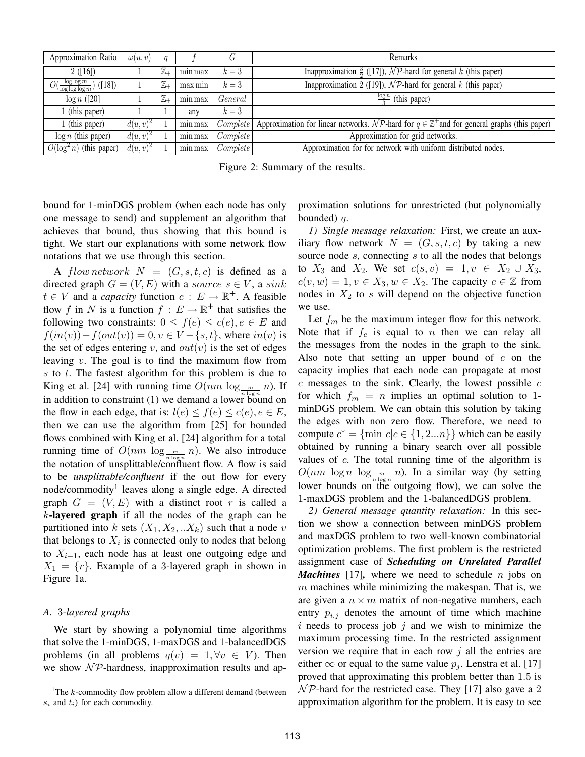| Approximation Ratio | $\omega(u,v)$ | $q$ | $f$ | $G$ | Remarks |
|---|---|---|---|---|---|
| 2 ([16]) | 1 | $\mathbb{Z}_+$ | $\min\max$ | $k=3$ | Inapproximation $\frac{3}{2}$ ([17]), $\mathcal{NP}$-hard for general $k$ (this paper) |
| $O(\frac{\log\log m}{\log\log\log m})$ ([18]) | 1 | $\mathbb{Z}_+$ | $\max\min$ | $k=3$ | Inapproximation 2 ([19]), $\mathcal{NP}$-hard for general $k$ (this paper) |
| $\log n$ ([20] | 1 | $\mathbb{Z}_+$ | $\min\max$ | $General$ | $\frac{\log n}{3}$ (this paper) |
| 1 (this paper) | 1 | 1 | any | $k=3$ | |
| 1 (this paper) | $d(u,v)^2$ | 1 | $\min\max$ | $Complete$ | Approximation for linear networks. $\mathcal{NP}$-hard for $q \in \mathbb{Z}^+$and for general graphs (this paper) |
| $\log n$ (this paper) | $d(u,v)^2$ | 1 | $\min\max$ | $Complete$ | Approximation for grid networks. |
| $O(\log^2 n)$ (this paper) | $d(u,v)^2$ | 1 | $\min\max$ | $Complete$ | Approximation for for network with uniform distributed nodes. |

Figure 2: Summary of the results.

bound for 1-minDGS problem (when each node has only one message to send) and supplement an algorithm that achieves that bound, thus showing that this bound is tight. We start our explanations with some network flow notations that we use through this section.

A $flow\,network$ $N = (G, s, t, c)$ is defined as a directed graph $G = (V, E)$ with a $source$ $s \in V$, a $sink$ $t \in V$ and a *capacity* function $c : E \rightarrow \mathbb{R}^+$. A feasible flow $f$ in $N$ is a function $f : E \rightarrow \mathbb{R}^+$ that satisfies the following two constraints: $0 \leq f(e) \leq c(e), e \in E$ and $f(in(v)) - f(out(v)) = 0, v \in V - \{s, t\}$, where $in(v)$ is the set of edges entering $v$, and $out(v)$ is the set of edges leaving $v$. The goal is to find the maximum flow from $s$ to $t$. The fastest algorithm for this problem is due to King et al. [24] with running time $O(nm \log_{\frac{m}{n \log n}} n)$. If in addition to constraint (1) we demand a lower bound on the flow in each edge, that is: $l(e) \leq f(e) \leq c(e), e \in E$, then we can use the algorithm from [25] for bounded flows combined with King et al. [24] algorithm for a total running time of $O(nm \log_{\frac{m}{n \log n}} n)$. We also introduce the notation of unsplittable/confluent flow. A flow is said to be *unsplittable/confluent* if the out flow for every node/commodity[1] leaves along a single edge. A directed graph $G = (V, E)$ with a distinct root $r$ is called a $k$-**layered graph** if all the nodes of the graph can be partitioned into $k$ sets $(X_1, X_2, ..X_k)$ such that a node $v$ that belongs to $X_i$ is connected only to nodes that belong to $X_{i-1}$, each node has at least one outgoing edge and $X_1 = \{r\}$. Example of a 3-layered graph in shown in Figure 1a.

### A. 3-*layered graphs*

We start by showing a polynomial time algorithms that solve the 1-minDGS, 1-maxDGS and 1-balancedDGS problems (in all problems $q(v) = 1, \forall v \in V$). Then we show $\mathcal{NP}$-hardness, inapproximation results and approximation solutions for unrestricted (but polynomially bounded) $q$.

*1) Single message relaxation:* First, we create an auxiliary flow network $N = (G, s, t, c)$ by taking a new source node $s$, connecting $s$ to all the nodes that belongs to $X_3$ and $X_2$. We set $c(s, v) = 1, v \in X_2 \cup X_3$, $c(v, w) = 1, v \in X_3, w \in X_2$. The capacity $c \in \mathbb{Z}$ from nodes in $X_2$ to $s$ will depend on the objective function we use.

Let $f_m$ be the maximum integer flow for this network. Note that if $f_c$ is equal to $n$ then we can relay all the messages from the nodes in the graph to the sink. Also note that setting an upper bound of $c$ on the capacity implies that each node can propagate at most $c$ messages to the sink. Clearly, the lowest possible $c$ for which $f_m = n$ implies an optimal solution to 1-minDGS problem. We can obtain this solution by taking the edges with non zero flow. Therefore, we need to compute $c^* = \{\min c | c \in \{1, 2...n\}\}$ which can be easily obtained by running a binary search over all possible values of $c$. The total running time of the algorithm is $O(nm \log n \log_{\frac{m}{n \log n}} n)$. In a similar way (by setting lower bounds on the outgoing flow), we can solve the 1-maxDGS problem and the 1-balancedDGS problem.

*2) General message quantity relaxation:* In this section we show a connection between minDGS problem and maxDGS problem to two well-known combinatorial optimization problems. The first problem is the restricted assignment case of ***Scheduling on Unrelated Parallel Machines*** [17]**,** where we need to schedule $n$ jobs on $m$ machines while minimizing the makespan. That is, we are given a $n \times m$ matrix of non-negative numbers, each entry $p_{i,j}$ denotes the amount of time which machine $i$ needs to process job $j$ and we wish to minimize the maximum processing time. In the restricted assignment version we require that in each row $j$ all the entries are either $\infty$ or equal to the same value $p_j$. Lenstra et al. [17] proved that approximating this problem better than 1.5 is $\mathcal{NP}$-hard for the restricted case. They [17] also gave a 2 approximation algorithm for the problem. It is easy to see

[1] The $k$-commodity flow problem allow a different demand (between $s_i$ and $t_i$) for each commodity.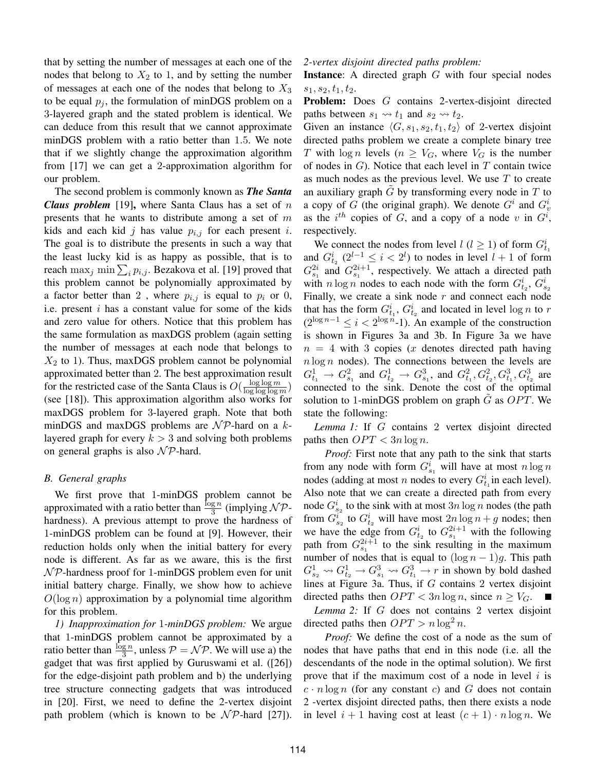that by setting the number of messages at each one of the nodes that belong to $X_2$ to 1, and by setting the number of messages at each one of the nodes that belong to $X_3$ to be equal $p_j$, the formulation of minDGS problem on a 3-layered graph and the stated problem is identical. We can deduce from this result that we cannot approximate minDGS problem with a ratio better than 1.5. We note that if we slightly change the approximation algorithm from [17] we can get a 2-approximation algorithm for our problem.

The second problem is commonly known as ***The Santa Claus problem*** [19]**,** where Santa Claus has a set of $n$ presents that he wants to distribute among a set of $m$ kids and each kid $j$ has value $p_{i,j}$ for each present $i$. The goal is to distribute the presents in such a way that the least lucky kid is as happy as possible, that is to reach $\max_j \min \sum_i p_{i,j}$. Bezakova et al. [19] proved that this problem cannot be polynomially approximated by a factor better than 2 , where $p_{i,j}$ is equal to $p_i$ or 0, i.e. present $i$ has a constant value for some of the kids and zero value for others. Notice that this problem has the same formulation as maxDGS problem (again setting the number of messages at each node that belongs to $X_2$ to 1). Thus, maxDGS problem cannot be polynomial approximated better than 2. The best approximation result for the restricted case of the Santa Claus is $O(\frac{\log\log m}{\log\log\log m})$ (see [18]). This approximation algorithm also works for maxDGS problem for 3-layered graph. Note that both minDGS and maxDGS problems are $\mathcal{NP}$-hard on a $k$-layered graph for every $k > 3$ and solving both problems on general graphs is also $\mathcal{NP}$-hard.

### B. General graphs

We first prove that 1-minDGS problem cannot be approximated with a ratio better than $\frac{\log n}{3}$ (implying $\mathcal{NP}$-hardness). A previous attempt to prove the hardness of 1-minDGS problem can be found at [9]. However, their reduction holds only when the initial battery for every node is different. As far as we aware, this is the first $\mathcal{NP}$-hardness proof for 1-minDGS problem even for unit initial battery charge. Finally, we show how to achieve $O(\log n)$ approximation by a polynomial time algorithm for this problem.

*1) Inapproximation for 1-minDGS problem:* We argue that 1-minDGS problem cannot be approximated by a ratio better than $\frac{\log n}{3}$, unless $\mathcal{P} = \mathcal{NP}$. We will use a) the gadget that was first applied by Guruswami et al. ([26]) for the edge-disjoint path problem and b) the underlying tree structure connecting gadgets that was introduced in [20]. First, we need to define the 2-vertex disjoint path problem (which is known to be $\mathcal{NP}$-hard [27]).

*2-vertex disjoint directed paths problem:*

**Instance**: A directed graph $G$ with four special nodes $s_1, s_2, t_1, t_2$.

**Problem:** Does $G$ contains 2-vertex-disjoint directed paths between $s_1 \rightsquigarrow t_1$ and $s_2 \rightsquigarrow t_2$.

Given an instance $\langle G, s_1, s_2, t_1, t_2 \rangle$ of 2-vertex disjoint directed paths problem we create a complete binary tree $T$ with $\log n$ levels ($n \geq V_G$, where $V_G$ is the number of nodes in $G$). Notice that each level in $T$ contain twice as much nodes as the previous level. We use $T$ to create an auxiliary graph $\tilde{G}$ by transforming every node in $T$ to a copy of $G$ (the original graph). We denote $G^i$ and $G^i_v$ as the $i^{th}$ copies of $G$, and a copy of a node $v$ in $G^i$, respectively.

We connect the nodes from level $l$ ($l \geq 1$) of form $G^i_{t_1}$ and $G^i_{t_2}$ ($2^{l-1} \leq i < 2^l$) to nodes in level $l+1$ of form $G^{2i}_{s_1}$ and $G^{2i+1}_{s_1}$, respectively. We attach a directed path with $n \log n$ nodes to each node with the form $G^i_{t_2}, G^i_{s_2}$. Finally, we create a sink node $r$ and connect each node that has the form $G^i_{t_1}, G^i_{t_2}$ and located in level $\log n$ to $r$ ($2^{\log n - 1} \leq i < 2^{\log n}$-1). An example of the construction is shown in Figures 3a and 3b. In Figure 3a we have $n = 4$ with 3 copies ($x$ denotes directed path having $n \log n$ nodes). The connections between the levels are $G^1_{t_1} \rightarrow G^2_{s_1}$ and $G^1_{t_2} \rightarrow G^3_{s_1}$, and $G^2_{t_1}, G^2_{t_2}, G^3_{t_1}, G^3_{t_2}$ are connected to the sink. Denote the cost of the optimal solution to 1-minDGS problem on graph $\tilde{G}$ as $OPT$. We state the following:

*Lemma 1:* If $G$ contains 2 vertex disjoint directed paths then $OPT < 3n \log n$.

*Proof:* First note that any path to the sink that starts from any node with form $G^i_{s_1}$ will have at most $n \log n$ nodes (adding at most $n$ nodes to every $G^i_{t_1}$ in each level). Also note that we can create a directed path from every node $G^i_{s_2}$ to the sink with at most $3n \log n$ nodes (the path from $G^i_{s_2}$ to $G^i_{t_2}$ will have most $2n \log n + g$ nodes; then we have the edge from $G^i_{t_2}$ to $G^{2i+1}_{s_1}$ with the following path from $G^{2i+1}_{s_1}$ to the sink resulting in the maximum number of nodes that is equal to $(\log n - 1)g$. This path $G^1_{s_2} \rightsquigarrow G^1_{t_2} \rightarrow G^3_{s_1} \rightsquigarrow G^3_{t_1} \rightarrow r$ in shown by bold dashed lines at Figure 3a. Thus, if $G$ contains 2 vertex disjoint directed paths then $OPT < 3n \log n$, since $n \geq V_G$. ■

*Lemma 2:* If $G$ does not contains 2 vertex disjoint directed paths then $OPT > n \log^2 n$.

*Proof:* We define the cost of a node as the sum of nodes that have paths that end in this node (i.e. all the descendants of the node in the optimal solution). We first prove that if the maximum cost of a node in level $i$ is $c \cdot n \log n$ (for any constant $c$) and $G$ does not contain 2 -vertex disjoint directed paths, then there exists a node in level $i+1$ having cost at least $(c+1) \cdot n \log n$. We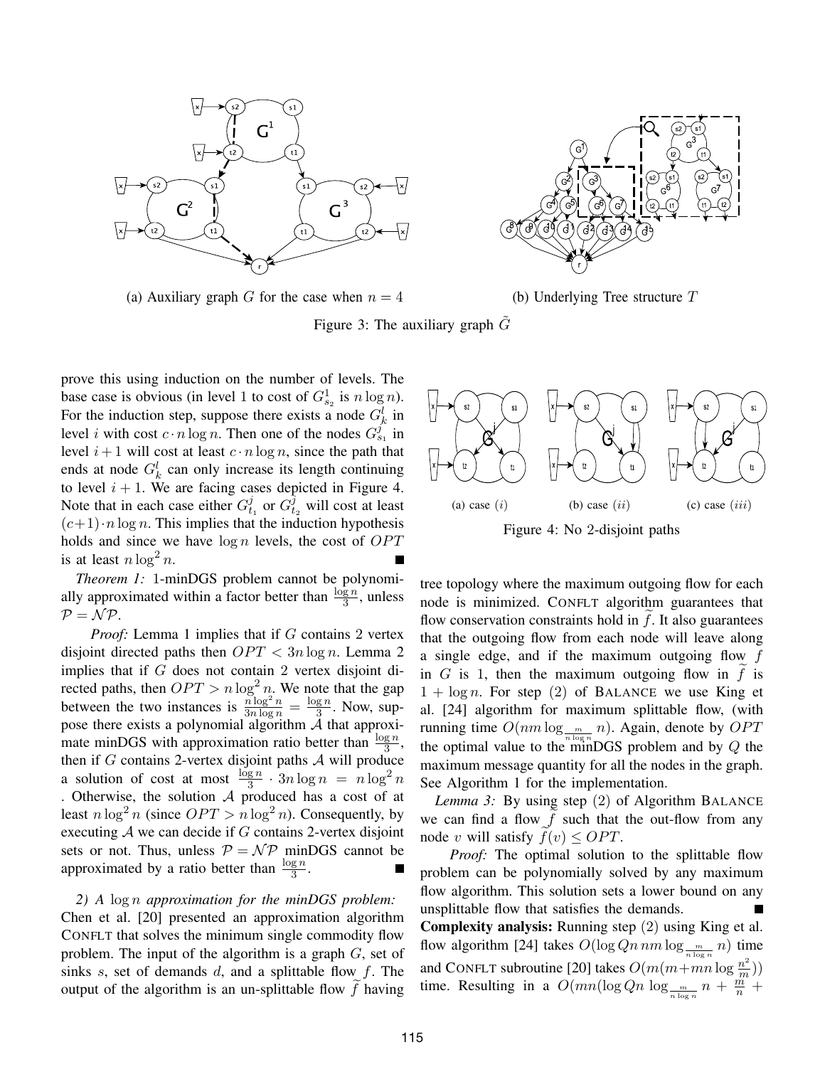(a) Auxiliary graph $G$ for the case when $n = 4$

(b) Underlying Tree structure $T$

Figure 3: The auxiliary graph $\tilde{G}$

prove this using induction on the number of levels. The base case is obvious (in level 1 to cost of $G^1_{s_2}$ is $n \log n$). For the induction step, suppose there exists a node $G^l_k$ in level $i$ with cost $c \cdot n \log n$. Then one of the nodes $G^j_{s_1}$ in level $i+1$ will cost at least $c \cdot n \log n$, since the path that ends at node $G^l_k$ can only increase its length continuing to level $i+1$. We are facing cases depicted in Figure 4. Note that in each case either $G^j_{t_1}$ or $G^j_{t_2}$ will cost at least $(c+1) \cdot n \log n$. This implies that the induction hypothesis holds and since we have $\log n$ levels, the cost of $OPT$ is at least $n \log^2 n$. ∎

(a) case $(i)$ (b) case $(ii)$ (c) case $(iii)$

Figure 4: No 2-disjoint paths

*Theorem 1:* 1-minDGS problem cannot be polynomially approximated within a factor better than $\frac{\log n}{3}$, unless $\mathcal{P} = \mathcal{NP}$.

*Proof:* Lemma 1 implies that if $G$ contains 2 vertex disjoint directed paths then $OPT < 3n \log n$. Lemma 2 implies that if $G$ does not contain 2 vertex disjoint directed paths, then $OPT > n \log^2 n$. We note that the gap between the two instances is $\frac{n \log^2 n}{3n \log n} = \frac{\log n}{3}$. Now, suppose there exists a polynomial algorithm $\mathcal{A}$ that approximate minDGS with approximation ratio better than $\frac{\log n}{3}$, then if $G$ contains 2-vertex disjoint paths $\mathcal{A}$ will produce a solution of cost at most $\frac{\log n}{3} \cdot 3n \log n = n \log^2 n$ . Otherwise, the solution $\mathcal{A}$ produced has a cost of at least $n \log^2 n$ (since $OPT > n \log^2 n$). Consequently, by executing $\mathcal{A}$ we can decide if $G$ contains 2-vertex disjoint sets or not. Thus, unless $\mathcal{P} = \mathcal{NP}$ minDGS cannot be approximated by a ratio better than $\frac{\log n}{3}$. ∎

*2) A $\log n$ approximation for the minDGS problem:* Chen et al. [20] presented an approximation algorithm CONFLT that solves the minimum single commodity flow problem. The input of the algorithm is a graph $G$, set of sinks $s$, set of demands $d$, and a splittable flow $f$. The output of the algorithm is an un-splittable flow $\widetilde{f}$ having tree topology where the maximum outgoing flow for each node is minimized. CONFLT algorithm guarantees that flow conservation constraints hold in $\widetilde{f}$. It also guarantees that the outgoing flow from each node will leave along a single edge, and if the maximum outgoing flow $f$ in $G$ is 1, then the maximum outgoing flow in $\widetilde{f}$ is $1 + \log n$. For step $(2)$ of BALANCE we use King et al. [24] algorithm for maximum splittable flow, (with running time $O(nm \log_{\frac{m}{n \log n}} n)$. Again, denote by $OPT$ the optimal value to the minDGS problem and by $Q$ the maximum message quantity for all the nodes in the graph. See Algorithm 1 for the implementation.

*Lemma 3:* By using step $(2)$ of Algorithm BALANCE we can find a flow $\widetilde{f}$ such that the out-flow from any node $v$ will satisfy $\widetilde{f}(v) \leq OPT$.

*Proof:* The optimal solution to the splittable flow problem can be polynomially solved by any maximum flow algorithm. This solution sets a lower bound on any unsplittable flow that satisfies the demands. ∎

**Complexity analysis:** Running step $(2)$ using King et al. flow algorithm [24] takes $O(\log Qn\, nm \log_{\frac{m}{n \log n}} n)$ time and CONFLT subroutine [20] takes $O(m(m+mn \log \frac{n^2}{m}))$ time. Resulting in a $O(mn(\log Qn \log_{\frac{m}{n \log n}} n + \frac{m}{n} +$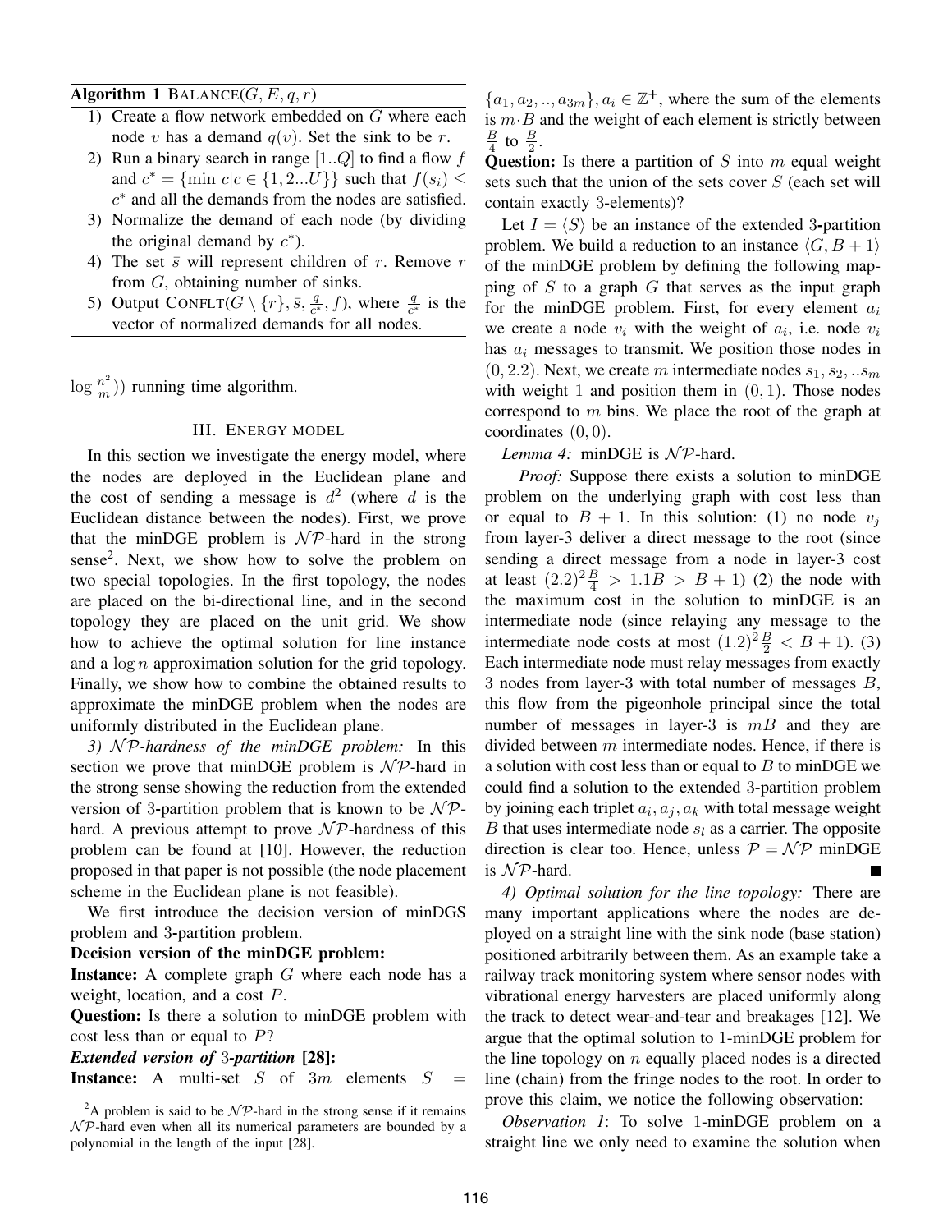**Algorithm 1** BALANCE($G, E, q, r$)

1) Create a flow network embedded on $G$ where each node $v$ has a demand $q(v)$. Set the sink to be $r$.
2) Run a binary search in range $[1..Q]$ to find a flow $f$ and $c^* = \{\min c | c \in \{1, 2...U\}\}$ such that $f(s_i) \leq c^*$ and all the demands from the nodes are satisfied.
3) Normalize the demand of each node (by dividing the original demand by $c^*$).
4) The set $\bar{s}$ will represent children of $r$. Remove $r$ from $G$, obtaining number of sinks.
5) Output CONFLT($G \setminus \{r\}, \bar{s}, \frac{q}{c^*}, f$), where $\frac{q}{c^*}$ is the vector of normalized demands for all nodes.

$\log \frac{n^2}{m}$)) running time algorithm.

## III. ENERGY MODEL

In this section we investigate the energy model, where the nodes are deployed in the Euclidean plane and the cost of sending a message is $d^2$ (where $d$ is the Euclidean distance between the nodes). First, we prove that the minDGE problem is $\mathcal{NP}$-hard in the strong sense[2]. Next, we show how to solve the problem on two special topologies. In the first topology, the nodes are placed on the bi-directional line, and in the second topology they are placed on the unit grid. We show how to achieve the optimal solution for line instance and a $\log n$ approximation solution for the grid topology. Finally, we show how to combine the obtained results to approximate the minDGE problem when the nodes are uniformly distributed in the Euclidean plane.

*3) $\mathcal{NP}$-hardness of the minDGE problem:* In this section we prove that minDGE problem is $\mathcal{NP}$-hard in the strong sense showing the reduction from the extended version of 3-partition problem that is known to be $\mathcal{NP}$-hard. A previous attempt to prove $\mathcal{NP}$-hardness of this problem can be found at [10]. However, the reduction proposed in that paper is not possible (the node placement scheme in the Euclidean plane is not feasible).

We first introduce the decision version of minDGS problem and 3-partition problem.

**Decision version of the minDGE problem:**

**Instance:** A complete graph $G$ where each node has a weight, location, and a cost $P$.

**Question:** Is there a solution to minDGE problem with cost less than or equal to $P$?

***Extended version of 3-partition* [28]:**

**Instance:** A multi-set $S$ of $3m$ elements $S = \{a_1, a_2, .., a_{3m}\}, a_i \in \mathbb{Z}^+$, where the sum of the elements is $m \cdot B$ and the weight of each element is strictly between $\frac{B}{4}$ to $\frac{B}{2}$.

**Question:** Is there a partition of $S$ into $m$ equal weight sets such that the union of the sets cover $S$ (each set will contain exactly 3-elements)?

Let $I = \langle S \rangle$ be an instance of the extended 3-partition problem. We build a reduction to an instance $\langle G, B+1 \rangle$ of the minDGE problem by defining the following mapping of $S$ to a graph $G$ that serves as the input graph for the minDGE problem. First, for every element $a_i$ we create a node $v_i$ with the weight of $a_i$, i.e. node $v_i$ has $a_i$ messages to transmit. We position those nodes in $(0, 2.2)$. Next, we create $m$ intermediate nodes $s_1, s_2, ..s_m$ with weight 1 and position them in $(0, 1)$. Those nodes correspond to $m$ bins. We place the root of the graph at coordinates $(0, 0)$.

*Lemma 4:* minDGE is $\mathcal{NP}$-hard.

*Proof:* Suppose there exists a solution to minDGE problem on the underlying graph with cost less than or equal to $B+1$. In this solution: (1) no node $v_j$ from layer-3 deliver a direct message to the root (since sending a direct message from a node in layer-3 cost at least $(2.2)^2 \frac{B}{4} > 1.1B > B+1$) (2) the node with the maximum cost in the solution to minDGE is an intermediate node (since relaying any message to the intermediate node costs at most $(1.2)^2 \frac{B}{2} < B+1$). (3) Each intermediate node must relay messages from exactly 3 nodes from layer-3 with total number of messages $B$, this flow from the pigeonhole principal since the total number of messages in layer-3 is $mB$ and they are divided between $m$ intermediate nodes. Hence, if there is a solution with cost less than or equal to $B$ to minDGE we could find a solution to the extended 3-partition problem by joining each triplet $a_i, a_j, a_k$ with total message weight $B$ that uses intermediate node $s_l$ as a carrier. The opposite direction is clear too. Hence, unless $\mathcal{P} = \mathcal{NP}$ minDGE is $\mathcal{NP}$-hard. ∎

*4) Optimal solution for the line topology:* There are many important applications where the nodes are deployed on a straight line with the sink node (base station) positioned arbitrarily between them. As an example take a railway track monitoring system where sensor nodes with vibrational energy harvesters are placed uniformly along the track to detect wear-and-tear and breakages [12]. We argue that the optimal solution to 1-minDGE problem for the line topology on $n$ equally placed nodes is a directed line (chain) from the fringe nodes to the root. In order to prove this claim, we notice the following observation:

*Observation 1*: To solve 1-minDGE problem on a straight line we only need to examine the solution when

[2]A problem is said to be $\mathcal{NP}$-hard in the strong sense if it remains $\mathcal{NP}$-hard even when all its numerical parameters are bounded by a polynomial in the length of the input [28].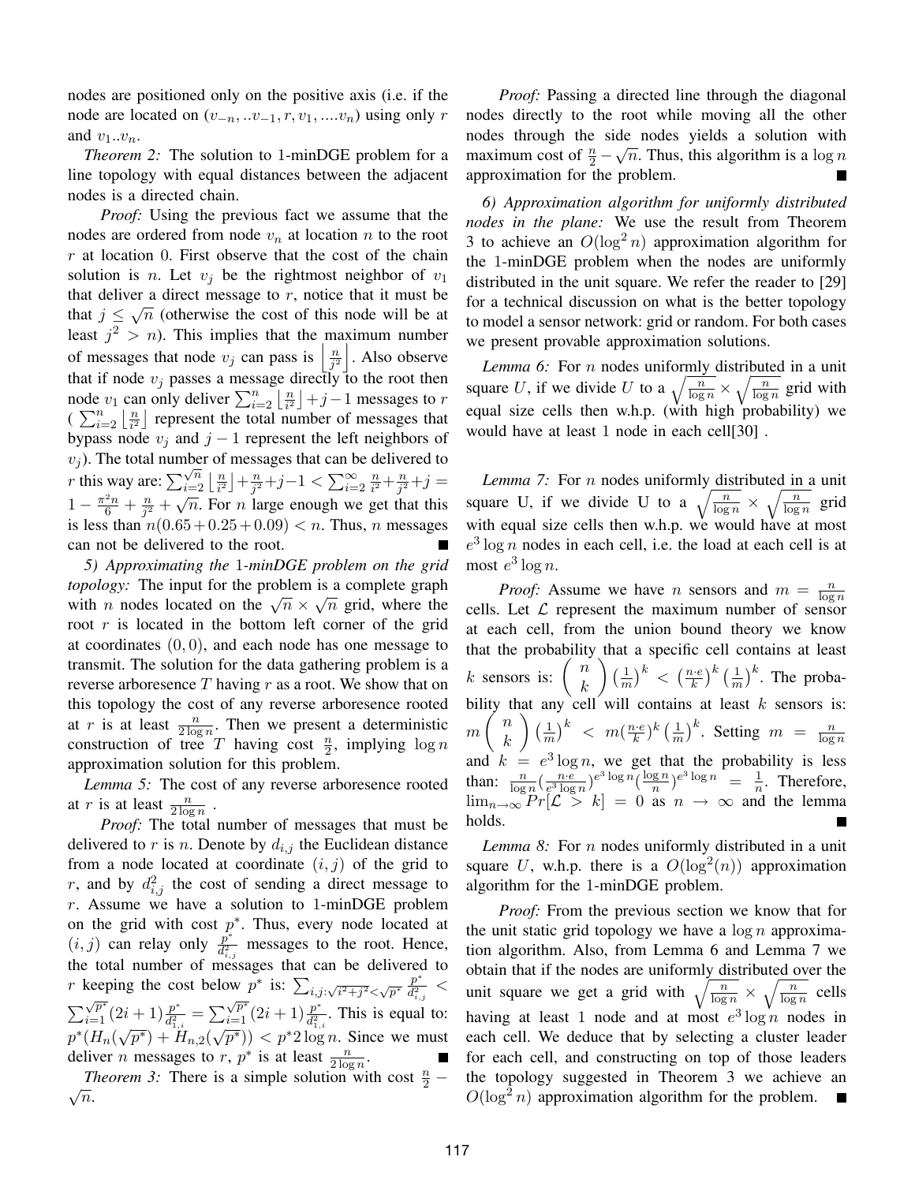nodes are positioned only on the positive axis (i.e. if the node are located on $(v_{-n},..v_{-1},r,v_1,....v_n)$ using only $r$ and $v_1..v_n$.

*Theorem 2:* The solution to 1-minDGE problem for a line topology with equal distances between the adjacent nodes is a directed chain.

*Proof:* Using the previous fact we assume that the nodes are ordered from node $v_n$ at location $n$ to the root $r$ at location $0$. First observe that the cost of the chain solution is $n$. Let $v_j$ be the rightmost neighbor of $v_1$ that deliver a direct message to $r$, notice that it must be that $j \leq \sqrt{n}$ (otherwise the cost of this node will be at least $j^2 > n$). This implies that the maximum number of messages that node $v_j$ can pass is $\left\lfloor \frac{n}{j^2} \right\rfloor$. Also observe that if node $v_j$ passes a message directly to the root then node $v_1$ can only deliver $\sum_{i=2}^{n} \left\lfloor \frac{n}{i^2} \right\rfloor + j - 1$ messages to $r$ ( $\sum_{i=2}^{n} \left\lfloor \frac{n}{i^2} \right\rfloor$ represent the total number of messages that bypass node $v_j$ and $j-1$ represent the left neighbors of $v_j$). The total number of messages that can be delivered to $r$ this way are: $\sum_{i=2}^{\sqrt{n}} \left\lfloor \frac{n}{i^2} \right\rfloor + \frac{n}{j^2} + j - 1 < \sum_{i=2}^{\infty} \frac{n}{i^2} + \frac{n}{j^2} + j = 1 - \frac{\pi^2 n}{6} + \frac{n}{j^2} + \sqrt{n}$. For $n$ large enough we get that this is less than $n(0.65 + 0.25 + 0.09) < n$. Thus, $n$ messages can not be delivered to the root. ∎

*5) Approximating the 1-minDGE problem on the grid topology:* The input for the problem is a complete graph with $n$ nodes located on the $\sqrt{n} \times \sqrt{n}$ grid, where the root $r$ is located in the bottom left corner of the grid at coordinates $(0,0)$, and each node has one message to transmit. The solution for the data gathering problem is a reverse arboresence $T$ having $r$ as a root. We show that on this topology the cost of any reverse arboresence rooted at $r$ is at least $\frac{n}{2\log n}$. Then we present a deterministic construction of tree $T$ having cost $\frac{n}{2}$, implying $\log n$ approximation solution for this problem.

*Lemma 5:* The cost of any reverse arboresence rooted at $r$ is at least $\frac{n}{2\log n}$ .

*Proof:* The total number of messages that must be delivered to $r$ is $n$. Denote by $d_{i,j}$ the Euclidean distance from a node located at coordinate $(i,j)$ of the grid to $r$, and by $d_{i,j}^2$ the cost of sending a direct message to $r$. Assume we have a solution to 1-minDGE problem on the grid with cost $p^*$. Thus, every node located at $(i,j)$ can relay only $\frac{p^*}{d_{i,j}^2}$ messages to the root. Hence, the total number of messages that can be delivered to $r$ keeping the cost below $p^*$ is: $\sum_{i,j:\sqrt{i^2+j^2}<\sqrt{p^*}} \frac{p^*}{d_{i,j}^2} < \sum_{i=1}^{\sqrt{p^*}} (2i+1) \frac{p^*}{d_{1,i}^2} = \sum_{i=1}^{\sqrt{p^*}} (2i+1) \frac{p^*}{d_{1,i}^2}$. This is equal to: $p^*(H_n(\sqrt{p^*}) + H_{n,2}(\sqrt{p^*})) < p^* 2\log n$. Since we must deliver $n$ messages to $r$, $p^*$ is at least $\frac{n}{2\log n}$. ∎

*Theorem 3:* There is a simple solution with cost $\frac{n}{2} - \sqrt{n}$.

*Proof:* Passing a directed line through the diagonal nodes directly to the root while moving all the other nodes through the side nodes yields a solution with maximum cost of $\frac{n}{2} - \sqrt{n}$. Thus, this algorithm is a $\log n$ approximation for the problem. ∎

*6) Approximation algorithm for uniformly distributed nodes in the plane:* We use the result from Theorem 3 to achieve an $O(\log^2 n)$ approximation algorithm for the 1-minDGE problem when the nodes are uniformly distributed in the unit square. We refer the reader to [29] for a technical discussion on what is the better topology to model a sensor network: grid or random. For both cases we present provable approximation solutions.

*Lemma 6:* For $n$ nodes uniformly distributed in a unit square $U$, if we divide $U$ to a $\sqrt{\frac{n}{\log n}} \times \sqrt{\frac{n}{\log n}}$ grid with equal size cells then w.h.p. (with high probability) we would have at least 1 node in each cell[30] .

*Lemma 7:* For $n$ nodes uniformly distributed in a unit square U, if we divide U to a $\sqrt{\frac{n}{\log n}} \times \sqrt{\frac{n}{\log n}}$ grid with equal size cells then w.h.p. we would have at most $e^3 \log n$ nodes in each cell, i.e. the load at each cell is at most $e^3 \log n$.

*Proof:* Assume we have $n$ sensors and $m = \frac{n}{\log n}$ cells. Let $\mathcal{L}$ represent the maximum number of sensor at each cell, from the union bound theory we know that the probability that a specific cell contains at least $k$ sensors is: $\binom{n}{k} \left(\frac{1}{m}\right)^k < \left(\frac{n \cdot e}{k}\right)^k \left(\frac{1}{m}\right)^k$. The probability that any cell will contains at least $k$ sensors is: $m \binom{n}{k} \left(\frac{1}{m}\right)^k < m \left(\frac{n \cdot e}{k}\right)^k \left(\frac{1}{m}\right)^k$. Setting $m = \frac{n}{\log n}$ and $k = e^3 \log n$, we get that the probability is less than: $\frac{n}{\log n} \left(\frac{n \cdot e}{e^3 \log n}\right)^{e^3 \log n} \left(\frac{\log n}{n}\right)^{e^3 \log n} = \frac{1}{n}$. Therefore, $\lim_{n \to \infty} Pr[\mathcal{L} > k] = 0$ as $n \to \infty$ and the lemma holds. ∎

*Lemma 8:* For $n$ nodes uniformly distributed in a unit square $U$, w.h.p. there is a $O(\log^2(n))$ approximation algorithm for the 1-minDGE problem.

*Proof:* From the previous section we know that for the unit static grid topology we have a $\log n$ approximation algorithm. Also, from Lemma 6 and Lemma 7 we obtain that if the nodes are uniformly distributed over the unit square we get a grid with $\sqrt{\frac{n}{\log n}} \times \sqrt{\frac{n}{\log n}}$ cells having at least 1 node and at most $e^3 \log n$ nodes in each cell. We deduce that by selecting a cluster leader for each cell, and constructing on top of those leaders the topology suggested in Theorem 3 we achieve an $O(\log^2 n)$ approximation algorithm for the problem. ∎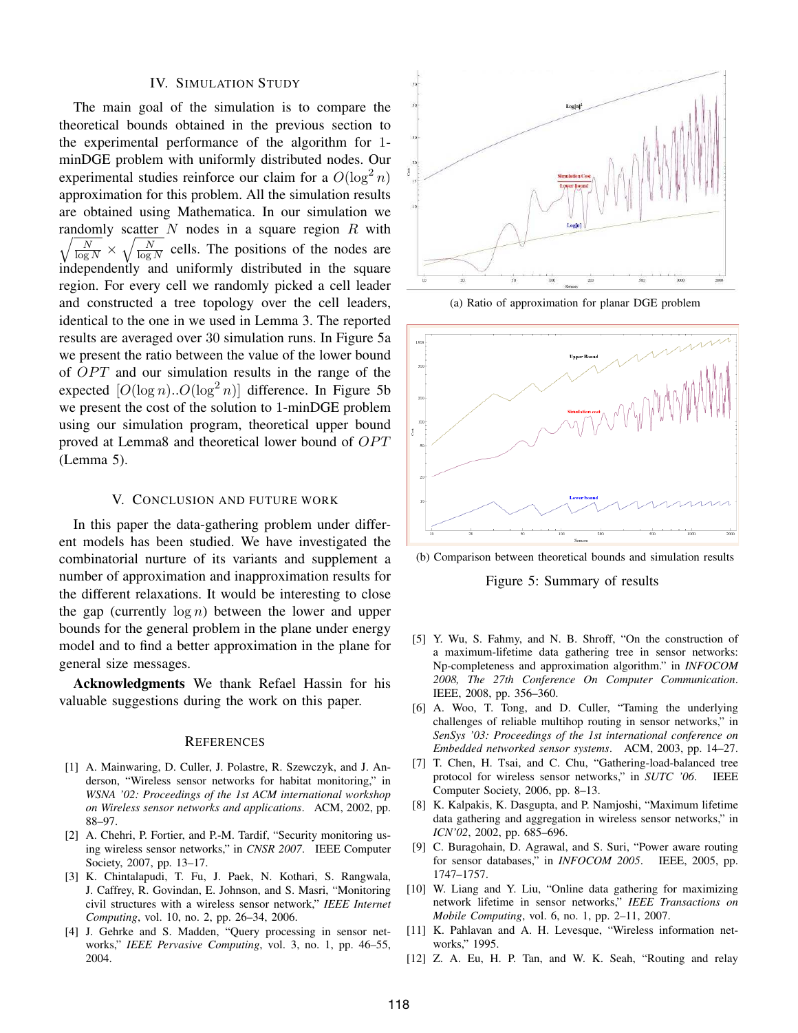## IV. Simulation Study

The main goal of the simulation is to compare the theoretical bounds obtained in the previous section to the experimental performance of the algorithm for 1-minDGE problem with uniformly distributed nodes. Our experimental studies reinforce our claim for a $O(\log^2 n)$ approximation for this problem. All the simulation results are obtained using Mathematica. In our simulation we randomly scatter $N$ nodes in a square region $R$ with $\sqrt{\frac{N}{\log N}} \times \sqrt{\frac{N}{\log N}}$ cells. The positions of the nodes are independently and uniformly distributed in the square region. For every cell we randomly picked a cell leader and constructed a tree topology over the cell leaders, identical to the one in we used in Lemma 3. The reported results are averaged over 30 simulation runs. In Figure 5a we present the ratio between the value of the lower bound of $OPT$ and our simulation results in the range of the expected $[O(\log n)..O(\log^2 n)]$ difference. In Figure 5b we present the cost of the solution to 1-minDGE problem using our simulation program, theoretical upper bound proved at Lemma8 and theoretical lower bound of $OPT$ (Lemma 5).

(a) Ratio of approximation for planar DGE problem

(b) Comparison between theoretical bounds and simulation results

Figure 5: Summary of results

## V. Conclusion and Future Work

In this paper the data-gathering problem under different models has been studied. We have investigated the combinatorial nurture of its variants and supplement a number of approximation and inapproximation results for the different relaxations. It would be interesting to close the gap (currently $\log n$) between the lower and upper bounds for the general problem in the plane under energy model and to find a better approximation in the plane for general size messages.

**Acknowledgments** We thank Refael Hassin for his valuable suggestions during the work on this paper.

## References

[1] A. Mainwaring, D. Culler, J. Polastre, R. Szewczyk, and J. Anderson, "Wireless sensor networks for habitat monitoring," in *WSNA '02: Proceedings of the 1st ACM international workshop on Wireless sensor networks and applications*. ACM, 2002, pp. 88–97.

[2] A. Chehri, P. Fortier, and P.-M. Tardif, "Security monitoring using wireless sensor networks," in *CNSR 2007*. IEEE Computer Society, 2007, pp. 13–17.

[3] K. Chintalapudi, T. Fu, J. Paek, N. Kothari, S. Rangwala, J. Caffrey, R. Govindan, E. Johnson, and S. Masri, "Monitoring civil structures with a wireless sensor network," *IEEE Internet Computing*, vol. 10, no. 2, pp. 26–34, 2006.

[4] J. Gehrke and S. Madden, "Query processing in sensor networks," *IEEE Pervasive Computing*, vol. 3, no. 1, pp. 46–55, 2004.

[5] Y. Wu, S. Fahmy, and N. B. Shroff, "On the construction of a maximum-lifetime data gathering tree in sensor networks: Np-completeness and approximation algorithm." in *INFOCOM 2008, The 27th Conference On Computer Communication*. IEEE, 2008, pp. 356–360.

[6] A. Woo, T. Tong, and D. Culler, "Taming the underlying challenges of reliable multihop routing in sensor networks," in *SenSys '03: Proceedings of the 1st international conference on Embedded networked sensor systems*. ACM, 2003, pp. 14–27.

[7] T. Chen, H. Tsai, and C. Chu, "Gathering-load-balanced tree protocol for wireless sensor networks," in *SUTC '06*. IEEE Computer Society, 2006, pp. 8–13.

[8] K. Kalpakis, K. Dasgupta, and P. Namjoshi, "Maximum lifetime data gathering and aggregation in wireless sensor networks," in *ICN'02*, 2002, pp. 685–696.

[9] C. Buragohain, D. Agrawal, and S. Suri, "Power aware routing for sensor databases," in *INFOCOM 2005*. IEEE, 2005, pp. 1747–1757.

[10] W. Liang and Y. Liu, "Online data gathering for maximizing network lifetime in sensor networks," *IEEE Transactions on Mobile Computing*, vol. 6, no. 1, pp. 2–11, 2007.

[11] K. Pahlavan and A. H. Levesque, "Wireless information networks," 1995.

[12] Z. A. Eu, H. P. Tan, and W. K. Seah, "Routing and relay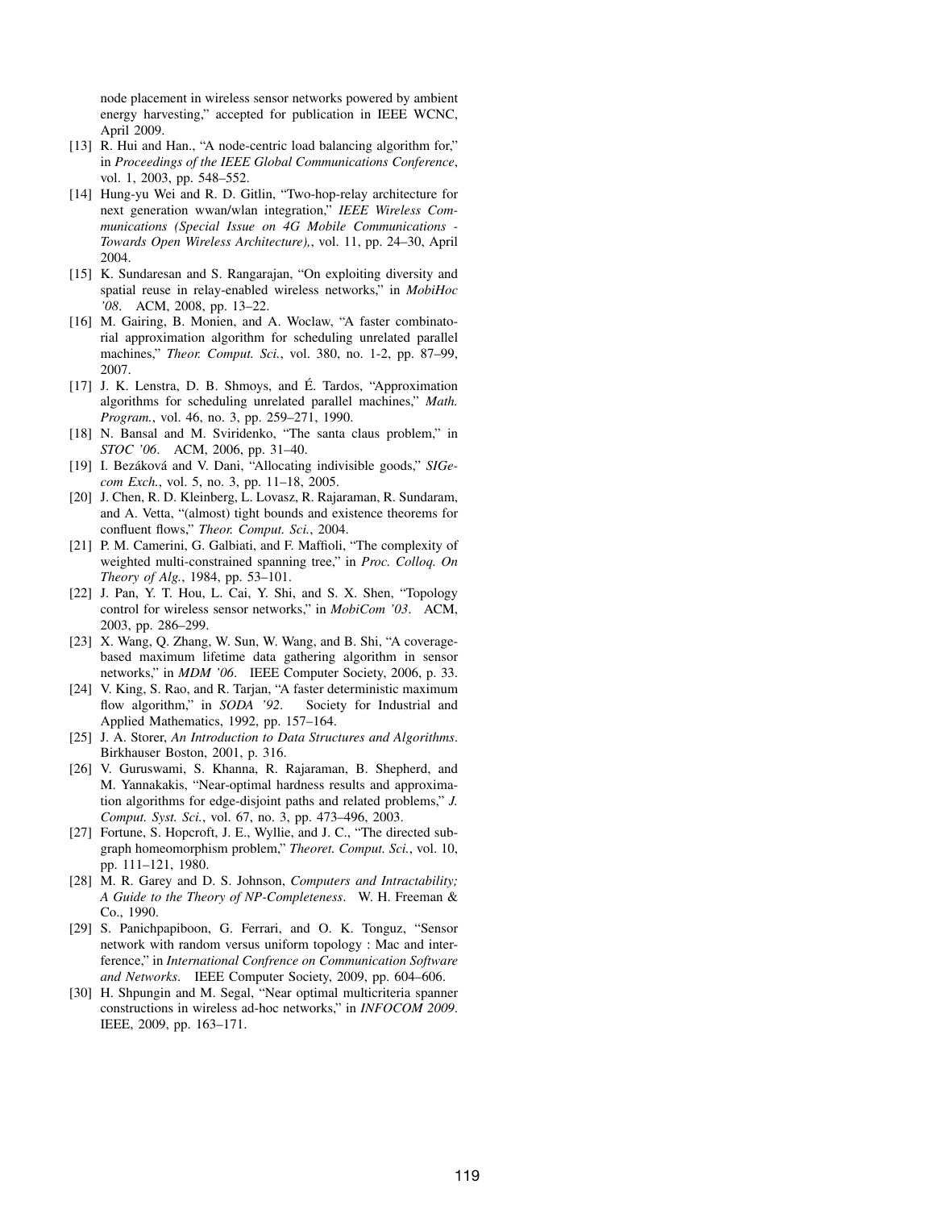node placement in wireless sensor networks powered by ambient energy harvesting," accepted for publication in IEEE WCNC, April 2009.

[13] R. Hui and Han., "A node-centric load balancing algorithm for," in *Proceedings of the IEEE Global Communications Conference*, vol. 1, 2003, pp. 548–552.

[14] Hung-yu Wei and R. D. Gitlin, "Two-hop-relay architecture for next generation wwan/wlan integration," *IEEE Wireless Communications (Special Issue on 4G Mobile Communications - Towards Open Wireless Architecture),*, vol. 11, pp. 24–30, April 2004.

[15] K. Sundaresan and S. Rangarajan, "On exploiting diversity and spatial reuse in relay-enabled wireless networks," in *MobiHoc '08*. ACM, 2008, pp. 13–22.

[16] M. Gairing, B. Monien, and A. Woclaw, "A faster combinatorial approximation algorithm for scheduling unrelated parallel machines," *Theor. Comput. Sci.*, vol. 380, no. 1-2, pp. 87–99, 2007.

[17] J. K. Lenstra, D. B. Shmoys, and É. Tardos, "Approximation algorithms for scheduling unrelated parallel machines," *Math. Program.*, vol. 46, no. 3, pp. 259–271, 1990.

[18] N. Bansal and M. Sviridenko, "The santa claus problem," in *STOC '06*. ACM, 2006, pp. 31–40.

[19] I. Bezáková and V. Dani, "Allocating indivisible goods," *SIGecom Exch.*, vol. 5, no. 3, pp. 11–18, 2005.

[20] J. Chen, R. D. Kleinberg, L. Lovasz, R. Rajaraman, R. Sundaram, and A. Vetta, "(almost) tight bounds and existence theorems for confluent flows," *Theor. Comput. Sci.*, 2004.

[21] P. M. Camerini, G. Galbiati, and F. Maffioli, "The complexity of weighted multi-constrained spanning tree," in *Proc. Colloq. On Theory of Alg.*, 1984, pp. 53–101.

[22] J. Pan, Y. T. Hou, L. Cai, Y. Shi, and S. X. Shen, "Topology control for wireless sensor networks," in *MobiCom '03*. ACM, 2003, pp. 286–299.

[23] X. Wang, Q. Zhang, W. Sun, W. Wang, and B. Shi, "A coverage-based maximum lifetime data gathering algorithm in sensor networks," in *MDM '06*. IEEE Computer Society, 2006, p. 33.

[24] V. King, S. Rao, and R. Tarjan, "A faster deterministic maximum flow algorithm," in *SODA '92*. Society for Industrial and Applied Mathematics, 1992, pp. 157–164.

[25] J. A. Storer, *An Introduction to Data Structures and Algorithms*. Birkhauser Boston, 2001, p. 316.

[26] V. Guruswami, S. Khanna, R. Rajaraman, B. Shepherd, and M. Yannakakis, "Near-optimal hardness results and approximation algorithms for edge-disjoint paths and related problems," *J. Comput. Syst. Sci.*, vol. 67, no. 3, pp. 473–496, 2003.

[27] Fortune, S. Hopcroft, J. E., Wyllie, and J. C., "The directed subgraph homeomorphism problem," *Theoret. Comput. Sci.*, vol. 10, pp. 111–121, 1980.

[28] M. R. Garey and D. S. Johnson, *Computers and Intractability; A Guide to the Theory of NP-Completeness*. W. H. Freeman & Co., 1990.

[29] S. Panichpapiboon, G. Ferrari, and O. K. Tonguz, "Sensor network with random versus uniform topology : Mac and interference," in *International Confrence on Communication Software and Networks*. IEEE Computer Society, 2009, pp. 604–606.

[30] H. Shpungin and M. Segal, "Near optimal multicriteria spanner constructions in wireless ad-hoc networks," in *INFOCOM 2009*. IEEE, 2009, pp. 163–171.